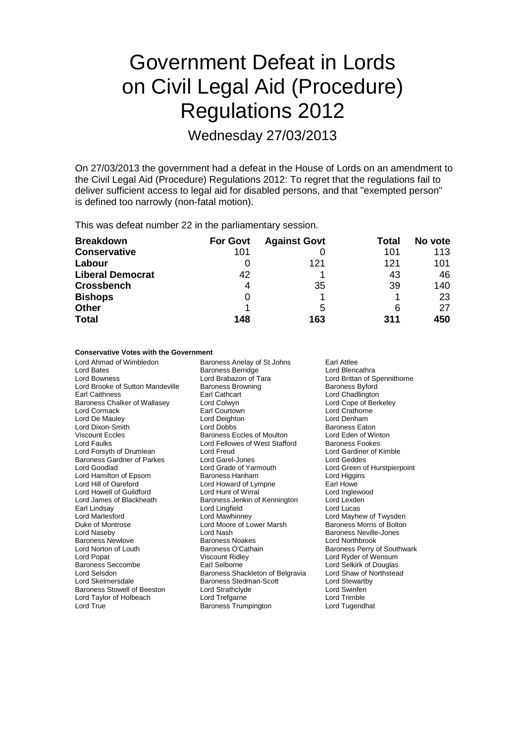# Government Defeat in Lords on Civil Legal Aid (Procedure) Regulations 2012

## Wednesday 27/03/2013

On 27/03/2013 the government had a defeat in the House of Lords on an amendment to the Civil Legal Aid (Procedure) Regulations 2012: To regret that the regulations fail to deliver sufficient access to legal aid for disabled persons, and that "exempted person" is defined too narrowly (non-fatal motion).

This was defeat number 22 in the parliamentary session.

| **Breakdown** | **For Govt** | **Against Govt** | **Total** | **No vote** |
|---|---|---|---|---|
| **Conservative** | 101 | 0 | 101 | 113 |
| **Labour** | 0 | 121 | 121 | 101 |
| **Liberal Democrat** | 42 | 1 | 43 | 46 |
| **Crossbench** | 4 | 35 | 39 | 140 |
| **Bishops** | 0 | 1 | 1 | 23 |
| **Other** | 1 | 5 | 6 | 27 |
| **Total** | **148** | **163** | **311** | **450** |

**Conservative Votes with the Government**

| | | |
|---|---|---|
| Lord Ahmad of Wimbledon | Baroness Anelay of St Johns | Earl Attlee |
| Lord Bates | Baroness Berridge | Lord Blencathra |
| Lord Bowness | Lord Brabazon of Tara | Lord Brittan of Spennithorne |
| Lord Brooke of Sutton Mandeville | Baroness Browning | Baroness Byford |
| Earl Caithness | Earl Cathcart | Lord Chadlington |
| Baroness Chalker of Wallasey | Lord Colwyn | Lord Cope of Berkeley |
| Lord Cormack | Earl Courtown | Lord Crathorne |
| Lord De Mauley | Lord Deighton | Lord Denham |
| Lord Dixon-Smith | Lord Dobbs | Baroness Eaton |
| Viscount Eccles | Baroness Eccles of Moulton | Lord Eden of Winton |
| Lord Faulks | Lord Fellowes of West Stafford | Baroness Fookes |
| Lord Forsyth of Drumlean | Lord Freud | Lord Gardiner of Kimble |
| Baroness Gardner of Parkes | Lord Garel-Jones | Lord Geddes |
| Lord Goodlad | Lord Grade of Yarmouth | Lord Green of Hurstpierpoint |
| Lord Hamilton of Epsom | Baroness Hanham | Lord Higgins |
| Lord Hill of Oareford | Lord Howard of Lympne | Earl Howe |
| Lord Howell of Guildford | Lord Hunt of Wirral | Lord Inglewood |
| Lord James of Blackheath | Baroness Jenkin of Kennington | Lord Lexden |
| Earl Lindsay | Lord Lingfield | Lord Lucas |
| Lord Marlesford | Lord Mawhinney | Lord Mayhew of Twysden |
| Duke of Montrose | Lord Moore of Lower Marsh | Baroness Morris of Bolton |
| Lord Naseby | Lord Nash | Baroness Neville-Jones |
| Baroness Newlove | Baroness Noakes | Lord Northbrook |
| Lord Norton of Louth | Baroness O'Cathain | Baroness Perry of Southwark |
| Lord Popat | Viscount Ridley | Lord Ryder of Wensum |
| Baroness Seccombe | Earl Selborne | Lord Selkirk of Douglas |
| Lord Selsdon | Baroness Shackleton of Belgravia | Lord Shaw of Northstead |
| Lord Skelmersdale | Baroness Stedman-Scott | Lord Stewartby |
| Baroness Stowell of Beeston | Lord Strathclyde | Lord Swinfen |
| Lord Taylor of Holbeach | Lord Trefgarne | Lord Trimble |
| Lord True | Baroness Trumpington | Lord Tugendhat |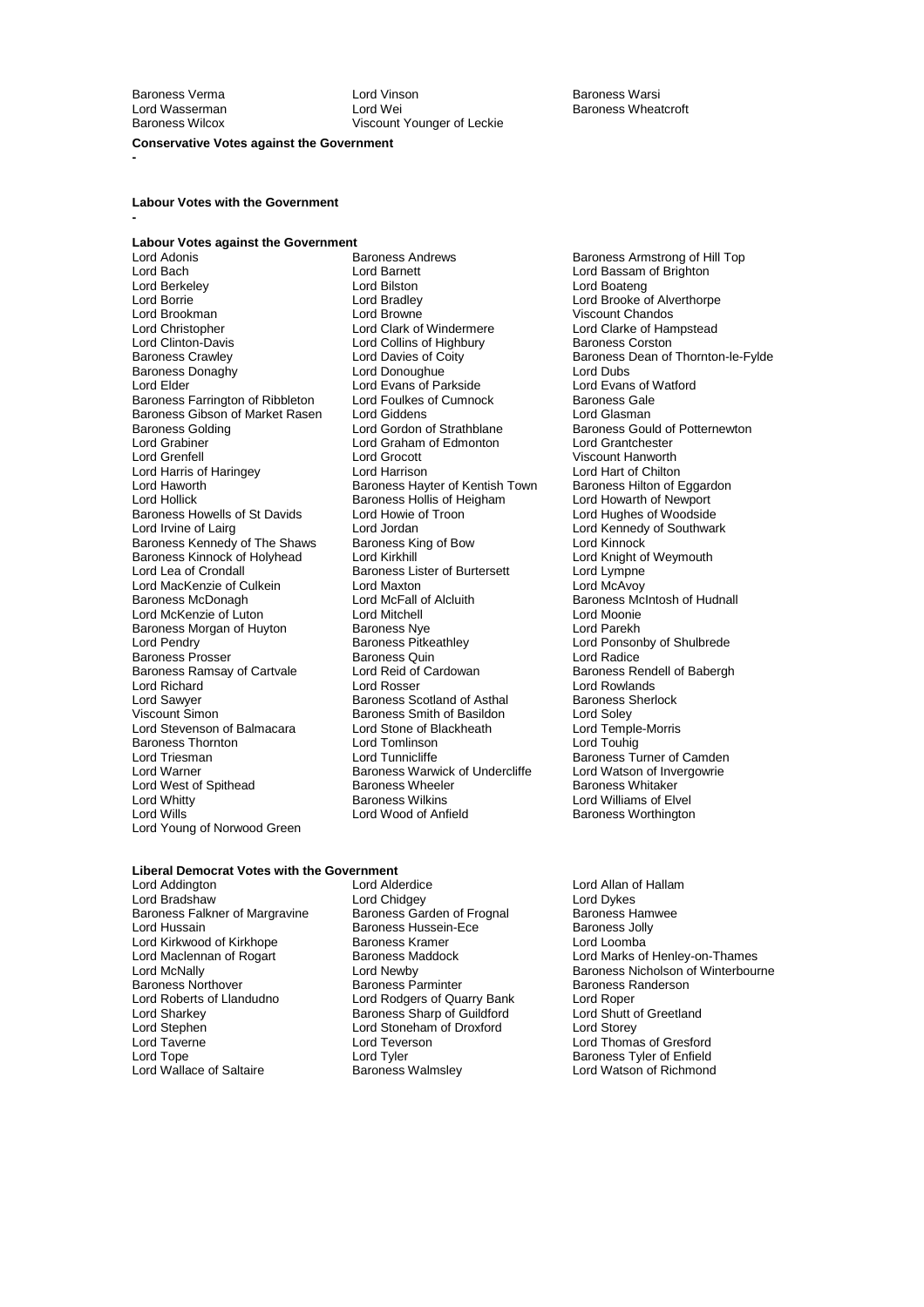Baroness Verma | Lord Vinson | Baroness Warsi
Lord Wasserman | Lord Wei | Baroness Wheatcroft
Baroness Wilcox | Viscount Younger of Leckie

**Conservative Votes against the Government**

-

**Labour Votes with the Government**

-

**Labour Votes against the Government**

Lord Adonis
Baroness Andrews
Baroness Armstrong of Hill Top
Lord Bach
Lord Barnett
Lord Bassam of Brighton
Lord Berkeley
Lord Bilston
Lord Boateng
Lord Borrie
Lord Bradley
Lord Brooke of Alverthorpe
Lord Brookman
Lord Browne
Viscount Chandos
Lord Christopher
Lord Clark of Windermere
Lord Clarke of Hampstead
Lord Clinton-Davis
Lord Collins of Highbury
Baroness Corston
Baroness Crawley
Lord Davies of Coity
Baroness Dean of Thornton-le-Fylde
Baroness Donaghy
Lord Donoughue
Lord Dubs
Lord Elder
Lord Evans of Parkside
Lord Evans of Watford
Baroness Farrington of Ribbleton
Lord Foulkes of Cumnock
Baroness Gale
Baroness Gibson of Market Rasen
Lord Giddens
Lord Glasman
Baroness Golding
Lord Gordon of Strathblane
Baroness Gould of Potternewton
Lord Grabiner
Lord Graham of Edmonton
Lord Grantchester
Lord Grenfell
Lord Grocott
Viscount Hanworth
Lord Harris of Haringey
Lord Harrison
Lord Hart of Chilton
Lord Haworth
Baroness Hayter of Kentish Town
Baroness Hilton of Eggardon
Lord Hollick
Baroness Hollis of Heigham
Lord Howarth of Newport
Baroness Howells of St Davids
Lord Howie of Troon
Lord Hughes of Woodside
Lord Irvine of Lairg
Lord Jordan
Lord Kennedy of Southwark
Baroness Kennedy of The Shaws
Baroness King of Bow
Lord Kinnock
Baroness Kinnock of Holyhead
Lord Kirkhill
Lord Knight of Weymouth
Lord Lea of Crondall
Baroness Lister of Burtersett
Lord Lympne
Lord MacKenzie of Culkein
Lord Maxton
Lord McAvoy
Baroness McDonagh
Lord McFall of Alcluith
Baroness McIntosh of Hudnall
Lord McKenzie of Luton
Lord Mitchell
Lord Moonie
Baroness Morgan of Huyton
Baroness Nye
Lord Parekh
Lord Pendry
Baroness Pitkeathley
Lord Ponsonby of Shulbrede
Baroness Prosser
Baroness Quin
Lord Radice
Baroness Ramsay of Cartvale
Lord Reid of Cardowan
Baroness Rendell of Babergh
Lord Richard
Lord Rosser
Lord Rowlands
Lord Sawyer
Baroness Scotland of Asthal
Baroness Sherlock
Viscount Simon
Baroness Smith of Basildon
Lord Soley
Lord Stevenson of Balmacara
Lord Stone of Blackheath
Lord Temple-Morris
Baroness Thornton
Lord Tomlinson
Lord Touhig
Lord Triesman
Lord Tunnicliffe
Baroness Turner of Camden
Lord Warner
Baroness Warwick of Undercliffe
Lord Watson of Invergowrie
Lord West of Spithead
Baroness Wheeler
Baroness Whitaker
Lord Whitty
Baroness Wilkins
Lord Williams of Elvel
Lord Wills
Lord Wood of Anfield
Baroness Worthington
Lord Young of Norwood Green

**Liberal Democrat Votes with the Government**

Lord Addington
Lord Alderdice
Lord Allan of Hallam
Lord Bradshaw
Lord Chidgey
Lord Dykes
Baroness Falkner of Margravine
Baroness Garden of Frognal
Baroness Hamwee
Lord Hussain
Baroness Hussein-Ece
Baroness Jolly
Lord Kirkwood of Kirkhope
Baroness Kramer
Lord Loomba
Lord Maclennan of Rogart
Baroness Maddock
Lord Marks of Henley-on-Thames
Lord McNally
Lord Newby
Baroness Nicholson of Winterbourne
Baroness Northover
Baroness Parminter
Baroness Randerson
Lord Roberts of Llandudno
Lord Rodgers of Quarry Bank
Lord Roper
Lord Sharkey
Baroness Sharp of Guildford
Lord Shutt of Greetland
Lord Stephen
Lord Stoneham of Droxford
Lord Storey
Lord Taverne
Lord Teverson
Lord Thomas of Gresford
Lord Tope
Lord Tyler
Baroness Tyler of Enfield
Lord Wallace of Saltaire
Baroness Walmsley
Lord Watson of Richmond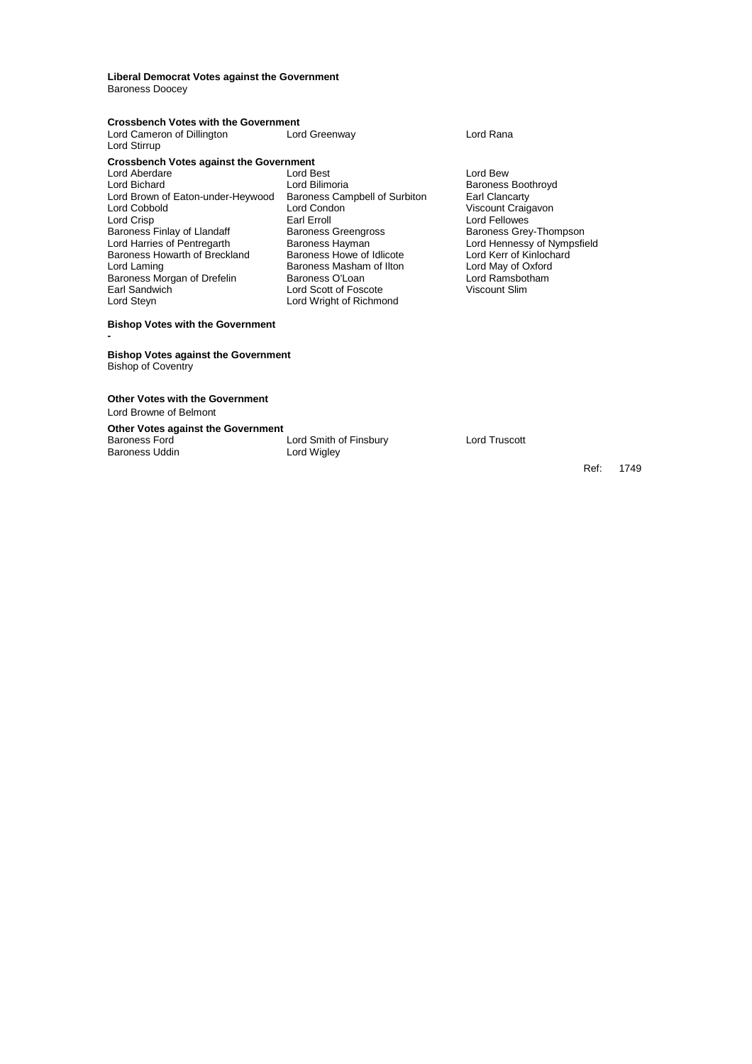**Liberal Democrat Votes against the Government**

Baroness Doocey

**Crossbench Votes with the Government**

Lord Cameron of Dillington
Lord Greenway
Lord Rana
Lord Stirrup

**Crossbench Votes against the Government**

Lord Aberdare
Lord Best
Lord Bew
Lord Bichard
Lord Bilimoria
Baroness Boothroyd
Lord Brown of Eaton-under-Heywood
Baroness Campbell of Surbiton
Earl Clancarty
Lord Cobbold
Lord Condon
Viscount Craigavon
Lord Crisp
Earl Erroll
Lord Fellowes
Baroness Finlay of Llandaff
Baroness Greengross
Baroness Grey-Thompson
Lord Harries of Pentregarth
Baroness Hayman
Lord Hennessy of Nympsfield
Baroness Howarth of Breckland
Baroness Howe of Idlicote
Lord Kerr of Kinlochard
Lord Laming
Baroness Masham of Ilton
Lord May of Oxford
Baroness Morgan of Drefelin
Baroness O'Loan
Lord Ramsbotham
Earl Sandwich
Lord Scott of Foscote
Viscount Slim
Lord Steyn
Lord Wright of Richmond

**Bishop Votes with the Government**

-

**Bishop Votes against the Government**

Bishop of Coventry

**Other Votes with the Government**

Lord Browne of Belmont

**Other Votes against the Government**

Baroness Ford
Lord Smith of Finsbury
Lord Truscott
Baroness Uddin
Lord Wigley

Ref: 1749